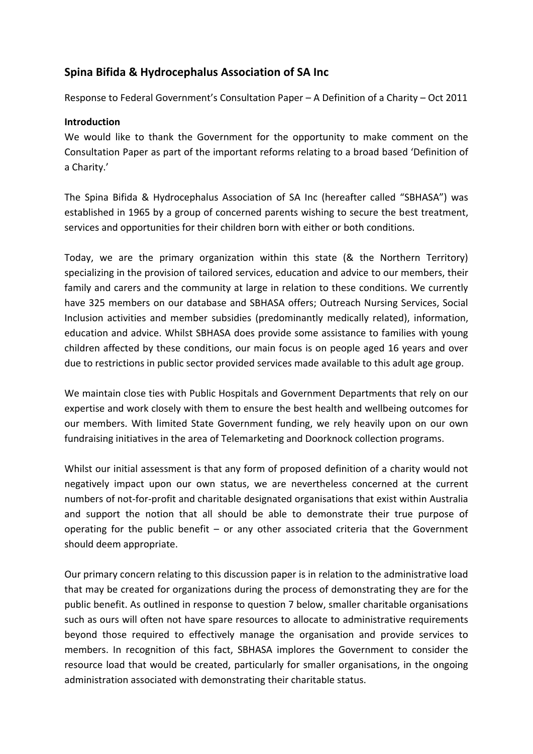## Spina Bifida & Hydrocephalus Association of SA Inc

Response to Federal Government's Consultation Paper – A Definition of a Charity – Oct 2011

**Introduction**

We would like to thank the Government for the opportunity to make comment on the Consultation Paper as part of the important reforms relating to a broad based 'Definition of a Charity.'

The Spina Bifida & Hydrocephalus Association of SA Inc (hereafter called "SBHASA") was established in 1965 by a group of concerned parents wishing to secure the best treatment, services and opportunities for their children born with either or both conditions.

Today, we are the primary organization within this state (& the Northern Territory) specializing in the provision of tailored services, education and advice to our members, their family and carers and the community at large in relation to these conditions. We currently have 325 members on our database and SBHASA offers; Outreach Nursing Services, Social Inclusion activities and member subsidies (predominantly medically related), information, education and advice. Whilst SBHASA does provide some assistance to families with young children affected by these conditions, our main focus is on people aged 16 years and over due to restrictions in public sector provided services made available to this adult age group.

We maintain close ties with Public Hospitals and Government Departments that rely on our expertise and work closely with them to ensure the best health and wellbeing outcomes for our members. With limited State Government funding, we rely heavily upon on our own fundraising initiatives in the area of Telemarketing and Doorknock collection programs.

Whilst our initial assessment is that any form of proposed definition of a charity would not negatively impact upon our own status, we are nevertheless concerned at the current numbers of not-for-profit and charitable designated organisations that exist within Australia and support the notion that all should be able to demonstrate their true purpose of operating for the public benefit – or any other associated criteria that the Government should deem appropriate.

Our primary concern relating to this discussion paper is in relation to the administrative load that may be created for organizations during the process of demonstrating they are for the public benefit. As outlined in response to question 7 below, smaller charitable organisations such as ours will often not have spare resources to allocate to administrative requirements beyond those required to effectively manage the organisation and provide services to members. In recognition of this fact, SBHASA implores the Government to consider the resource load that would be created, particularly for smaller organisations, in the ongoing administration associated with demonstrating their charitable status.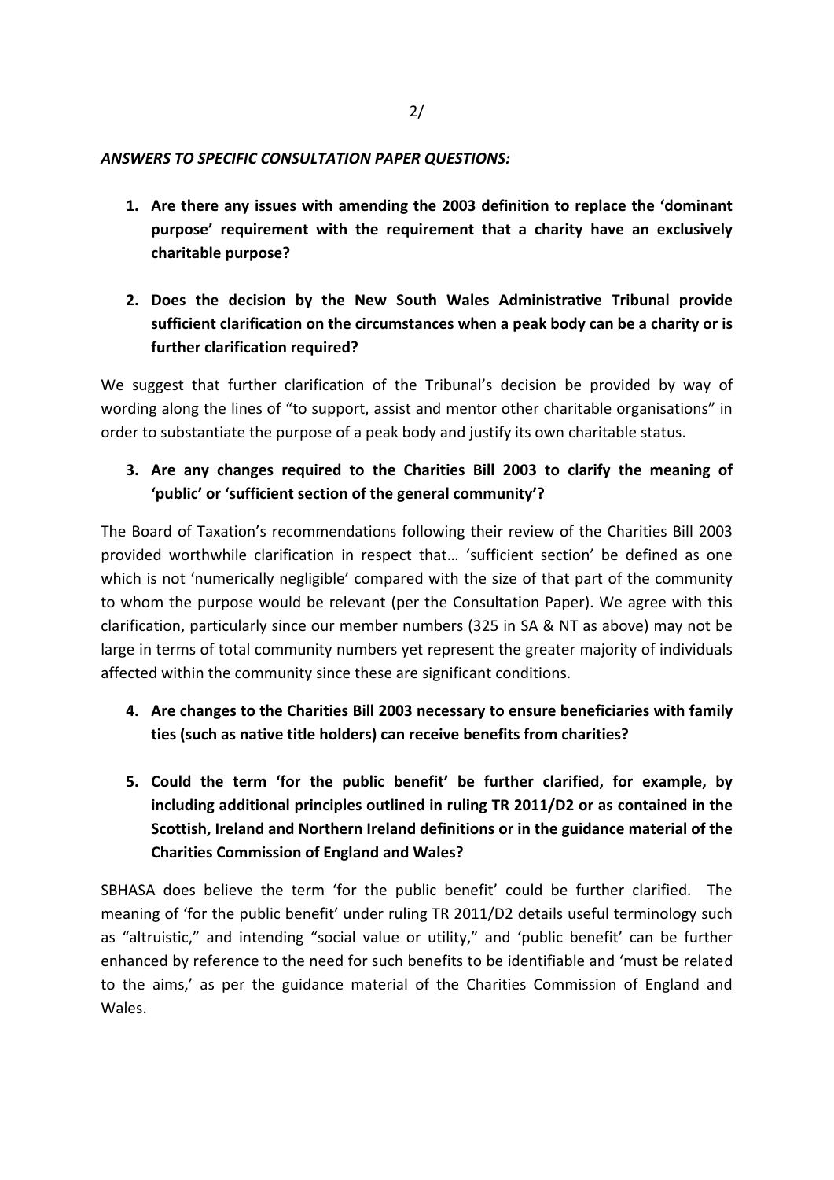***ANSWERS TO SPECIFIC CONSULTATION PAPER QUESTIONS:***

1. **Are there any issues with amending the 2003 definition to replace the 'dominant purpose' requirement with the requirement that a charity have an exclusively charitable purpose?**

2. **Does the decision by the New South Wales Administrative Tribunal provide sufficient clarification on the circumstances when a peak body can be a charity or is further clarification required?**

We suggest that further clarification of the Tribunal's decision be provided by way of wording along the lines of "to support, assist and mentor other charitable organisations" in order to substantiate the purpose of a peak body and justify its own charitable status.

3. **Are any changes required to the Charities Bill 2003 to clarify the meaning of 'public' or 'sufficient section of the general community'?**

The Board of Taxation's recommendations following their review of the Charities Bill 2003 provided worthwhile clarification in respect that… 'sufficient section' be defined as one which is not 'numerically negligible' compared with the size of that part of the community to whom the purpose would be relevant (per the Consultation Paper). We agree with this clarification, particularly since our member numbers (325 in SA & NT as above) may not be large in terms of total community numbers yet represent the greater majority of individuals affected within the community since these are significant conditions.

4. **Are changes to the Charities Bill 2003 necessary to ensure beneficiaries with family ties (such as native title holders) can receive benefits from charities?**

5. **Could the term 'for the public benefit' be further clarified, for example, by including additional principles outlined in ruling TR 2011/D2 or as contained in the Scottish, Ireland and Northern Ireland definitions or in the guidance material of the Charities Commission of England and Wales?**

SBHASA does believe the term 'for the public benefit' could be further clarified. The meaning of 'for the public benefit' under ruling TR 2011/D2 details useful terminology such as "altruistic," and intending "social value or utility," and 'public benefit' can be further enhanced by reference to the need for such benefits to be identifiable and 'must be related to the aims,' as per the guidance material of the Charities Commission of England and Wales.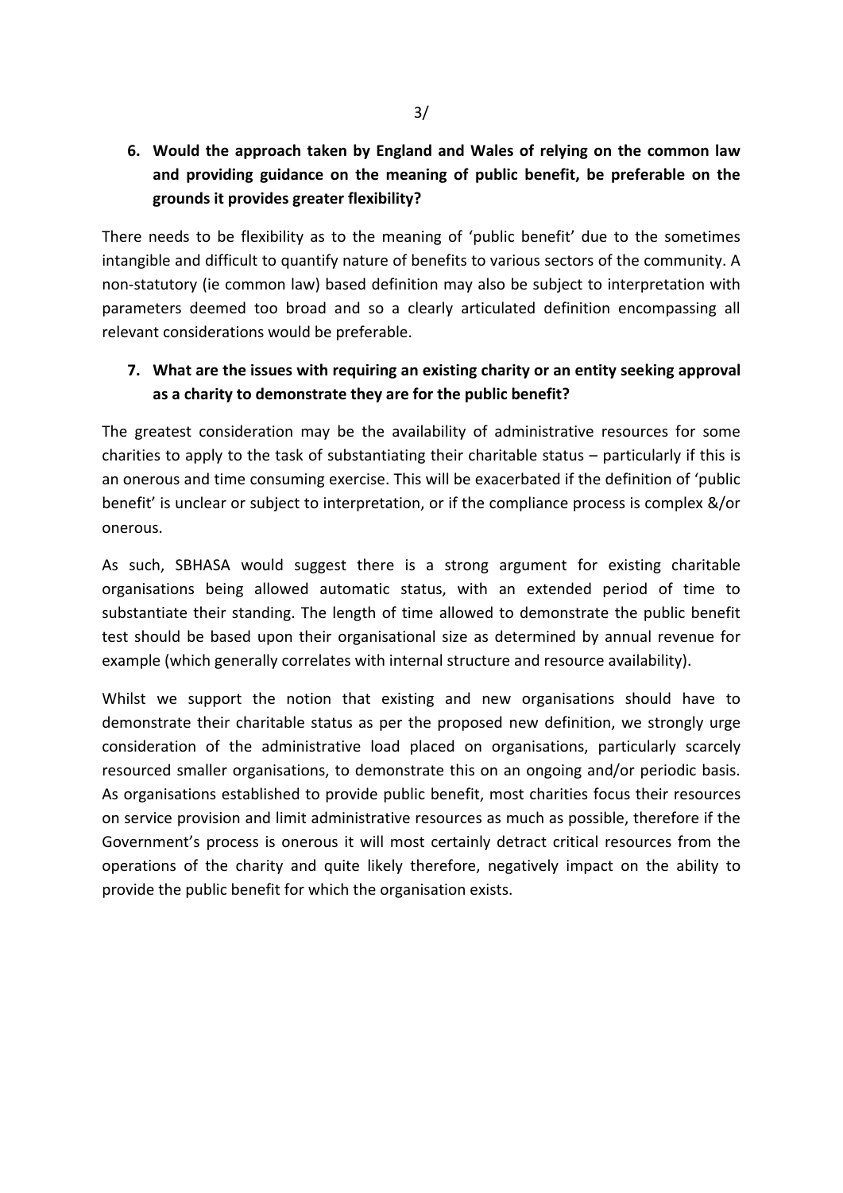6. **Would the approach taken by England and Wales of relying on the common law and providing guidance on the meaning of public benefit, be preferable on the grounds it provides greater flexibility?**

There needs to be flexibility as to the meaning of 'public benefit' due to the sometimes intangible and difficult to quantify nature of benefits to various sectors of the community. A non-statutory (ie common law) based definition may also be subject to interpretation with parameters deemed too broad and so a clearly articulated definition encompassing all relevant considerations would be preferable.

7. **What are the issues with requiring an existing charity or an entity seeking approval as a charity to demonstrate they are for the public benefit?**

The greatest consideration may be the availability of administrative resources for some charities to apply to the task of substantiating their charitable status – particularly if this is an onerous and time consuming exercise. This will be exacerbated if the definition of 'public benefit' is unclear or subject to interpretation, or if the compliance process is complex &/or onerous.

As such, SBHASA would suggest there is a strong argument for existing charitable organisations being allowed automatic status, with an extended period of time to substantiate their standing. The length of time allowed to demonstrate the public benefit test should be based upon their organisational size as determined by annual revenue for example (which generally correlates with internal structure and resource availability).

Whilst we support the notion that existing and new organisations should have to demonstrate their charitable status as per the proposed new definition, we strongly urge consideration of the administrative load placed on organisations, particularly scarcely resourced smaller organisations, to demonstrate this on an ongoing and/or periodic basis. As organisations established to provide public benefit, most charities focus their resources on service provision and limit administrative resources as much as possible, therefore if the Government's process is onerous it will most certainly detract critical resources from the operations of the charity and quite likely therefore, negatively impact on the ability to provide the public benefit for which the organisation exists.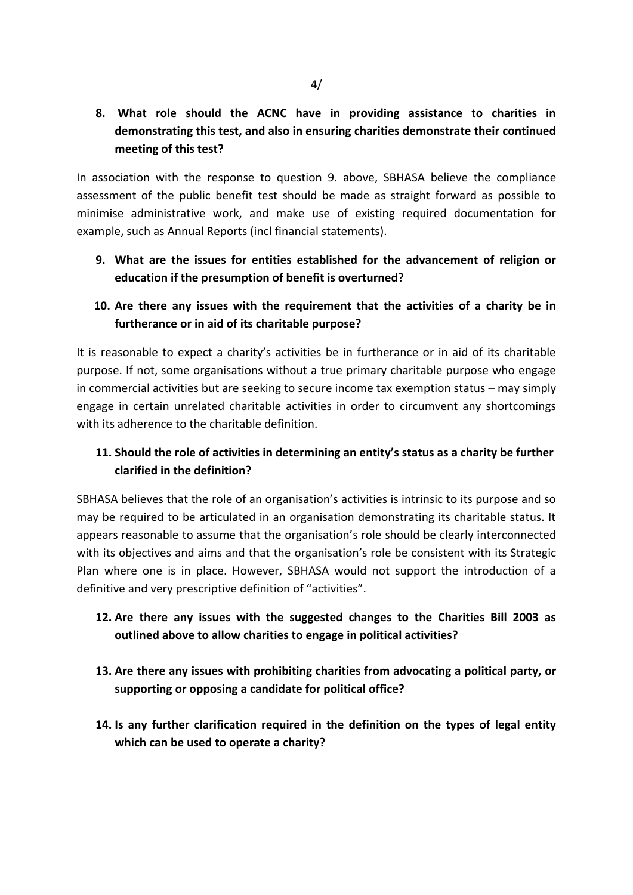**8. What role should the ACNC have in providing assistance to charities in demonstrating this test, and also in ensuring charities demonstrate their continued meeting of this test?**

In association with the response to question 9. above, SBHASA believe the compliance assessment of the public benefit test should be made as straight forward as possible to minimise administrative work, and make use of existing required documentation for example, such as Annual Reports (incl financial statements).

**9. What are the issues for entities established for the advancement of religion or education if the presumption of benefit is overturned?**

**10. Are there any issues with the requirement that the activities of a charity be in furtherance or in aid of its charitable purpose?**

It is reasonable to expect a charity's activities be in furtherance or in aid of its charitable purpose. If not, some organisations without a true primary charitable purpose who engage in commercial activities but are seeking to secure income tax exemption status – may simply engage in certain unrelated charitable activities in order to circumvent any shortcomings with its adherence to the charitable definition.

**11. Should the role of activities in determining an entity's status as a charity be further clarified in the definition?**

SBHASA believes that the role of an organisation's activities is intrinsic to its purpose and so may be required to be articulated in an organisation demonstrating its charitable status. It appears reasonable to assume that the organisation's role should be clearly interconnected with its objectives and aims and that the organisation's role be consistent with its Strategic Plan where one is in place. However, SBHASA would not support the introduction of a definitive and very prescriptive definition of "activities".

**12. Are there any issues with the suggested changes to the Charities Bill 2003 as outlined above to allow charities to engage in political activities?**

**13. Are there any issues with prohibiting charities from advocating a political party, or supporting or opposing a candidate for political office?**

**14. Is any further clarification required in the definition on the types of legal entity which can be used to operate a charity?**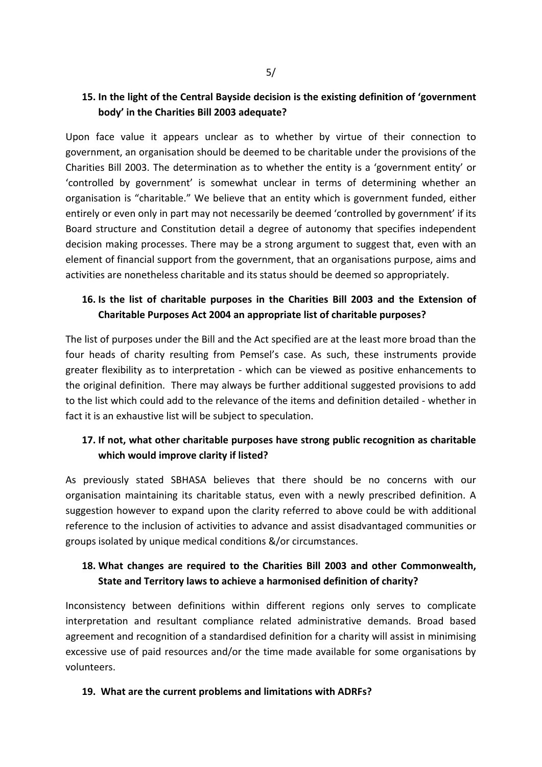**15. In the light of the Central Bayside decision is the existing definition of 'government body' in the Charities Bill 2003 adequate?**

Upon face value it appears unclear as to whether by virtue of their connection to government, an organisation should be deemed to be charitable under the provisions of the Charities Bill 2003. The determination as to whether the entity is a 'government entity' or 'controlled by government' is somewhat unclear in terms of determining whether an organisation is "charitable." We believe that an entity which is government funded, either entirely or even only in part may not necessarily be deemed 'controlled by government' if its Board structure and Constitution detail a degree of autonomy that specifies independent decision making processes. There may be a strong argument to suggest that, even with an element of financial support from the government, that an organisations purpose, aims and activities are nonetheless charitable and its status should be deemed so appropriately.

**16. Is the list of charitable purposes in the Charities Bill 2003 and the Extension of Charitable Purposes Act 2004 an appropriate list of charitable purposes?**

The list of purposes under the Bill and the Act specified are at the least more broad than the four heads of charity resulting from Pemsel's case. As such, these instruments provide greater flexibility as to interpretation - which can be viewed as positive enhancements to the original definition. There may always be further additional suggested provisions to add to the list which could add to the relevance of the items and definition detailed - whether in fact it is an exhaustive list will be subject to speculation.

**17. If not, what other charitable purposes have strong public recognition as charitable which would improve clarity if listed?**

As previously stated SBHASA believes that there should be no concerns with our organisation maintaining its charitable status, even with a newly prescribed definition. A suggestion however to expand upon the clarity referred to above could be with additional reference to the inclusion of activities to advance and assist disadvantaged communities or groups isolated by unique medical conditions &/or circumstances.

**18. What changes are required to the Charities Bill 2003 and other Commonwealth, State and Territory laws to achieve a harmonised definition of charity?**

Inconsistency between definitions within different regions only serves to complicate interpretation and resultant compliance related administrative demands. Broad based agreement and recognition of a standardised definition for a charity will assist in minimising excessive use of paid resources and/or the time made available for some organisations by volunteers.

**19. What are the current problems and limitations with ADRFs?**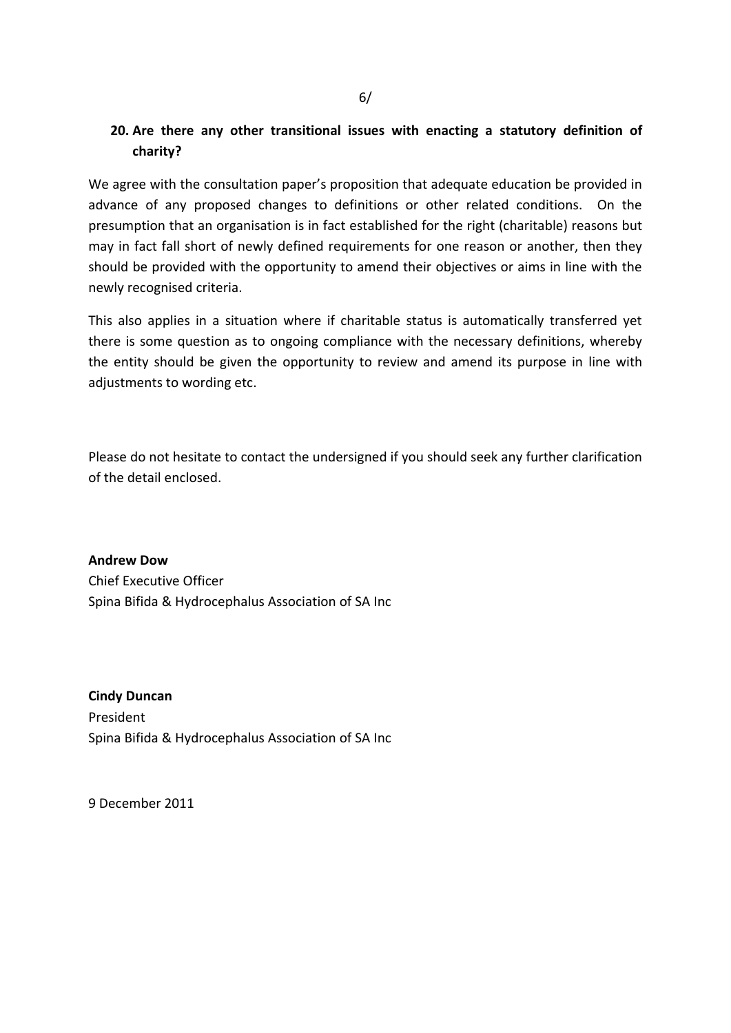**20. Are there any other transitional issues with enacting a statutory definition of charity?**

We agree with the consultation paper's proposition that adequate education be provided in advance of any proposed changes to definitions or other related conditions. On the presumption that an organisation is in fact established for the right (charitable) reasons but may in fact fall short of newly defined requirements for one reason or another, then they should be provided with the opportunity to amend their objectives or aims in line with the newly recognised criteria.

This also applies in a situation where if charitable status is automatically transferred yet there is some question as to ongoing compliance with the necessary definitions, whereby the entity should be given the opportunity to review and amend its purpose in line with adjustments to wording etc.

Please do not hesitate to contact the undersigned if you should seek any further clarification of the detail enclosed.

**Andrew Dow**
Chief Executive Officer
Spina Bifida & Hydrocephalus Association of SA Inc

**Cindy Duncan**
President
Spina Bifida & Hydrocephalus Association of SA Inc

9 December 2011